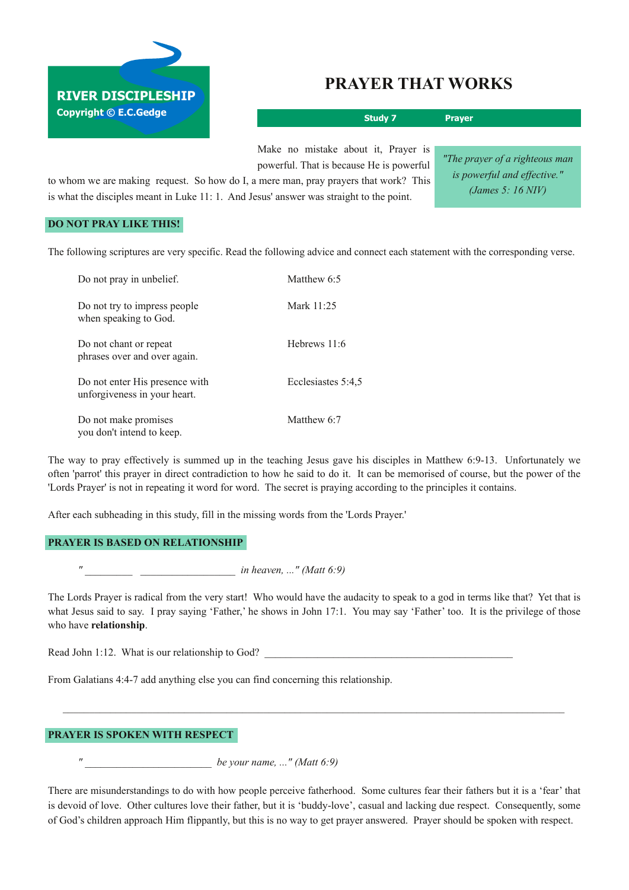RIVER DISCIPLESHIP
Copyright © E.C.Gedge

# PRAYER THAT WORKS

**Study 7 Prayer**

> *"The prayer of a righteous man is powerful and effective." (James 5: 16 NIV)*

Make no mistake about it, Prayer is powerful. That is because He is powerful to whom we are making request. So how do I, a mere man, pray prayers that work? This is what the disciples meant in Luke 11: 1. And Jesus' answer was straight to the point.

## DO NOT PRAY LIKE THIS!

The following scriptures are very specific. Read the following advice and connect each statement with the corresponding verse.

| | |
|---|---|
| Do not pray in unbelief. | Matthew 6:5 |
| Do not try to impress people when speaking to God. | Mark 11:25 |
| Do not chant or repeat phrases over and over again. | Hebrews 11:6 |
| Do not enter His presence with unforgiveness in your heart. | Ecclesiastes 5:4,5 |
| Do not make promises you don't intend to keep. | Matthew 6:7 |

The way to pray effectively is summed up in the teaching Jesus gave his disciples in Matthew 6:9-13. Unfortunately we often 'parrot' this prayer in direct contradiction to how he said to do it. It can be memorised of course, but the power of the 'Lords Prayer' is not in repeating it word for word. The secret is praying according to the principles it contains.

After each subheading in this study, fill in the missing words from the 'Lords Prayer.'

## PRAYER IS BASED ON RELATIONSHIP

*"_________ __________________ in heaven, ..." (Matt 6:9)*

The Lords Prayer is radical from the very start! Who would have the audacity to speak to a god in terms like that? Yet that is what Jesus said to say. I pray saying 'Father,' he shows in John 17:1. You may say 'Father' too. It is the privilege of those who have **relationship**.

Read John 1:12. What is our relationship to God? _______________________________________________

From Galatians 4:4-7 add anything else you can find concerning this relationship.

_______________________________________________________________________________________________

## PRAYER IS SPOKEN WITH RESPECT

*"________________________ be your name, ..." (Matt 6:9)*

There are misunderstandings to do with how people perceive fatherhood. Some cultures fear their fathers but it is a 'fear' that is devoid of love. Other cultures love their father, but it is 'buddy-love', casual and lacking due respect. Consequently, some of God's children approach Him flippantly, but this is no way to get prayer answered. Prayer should be spoken with respect.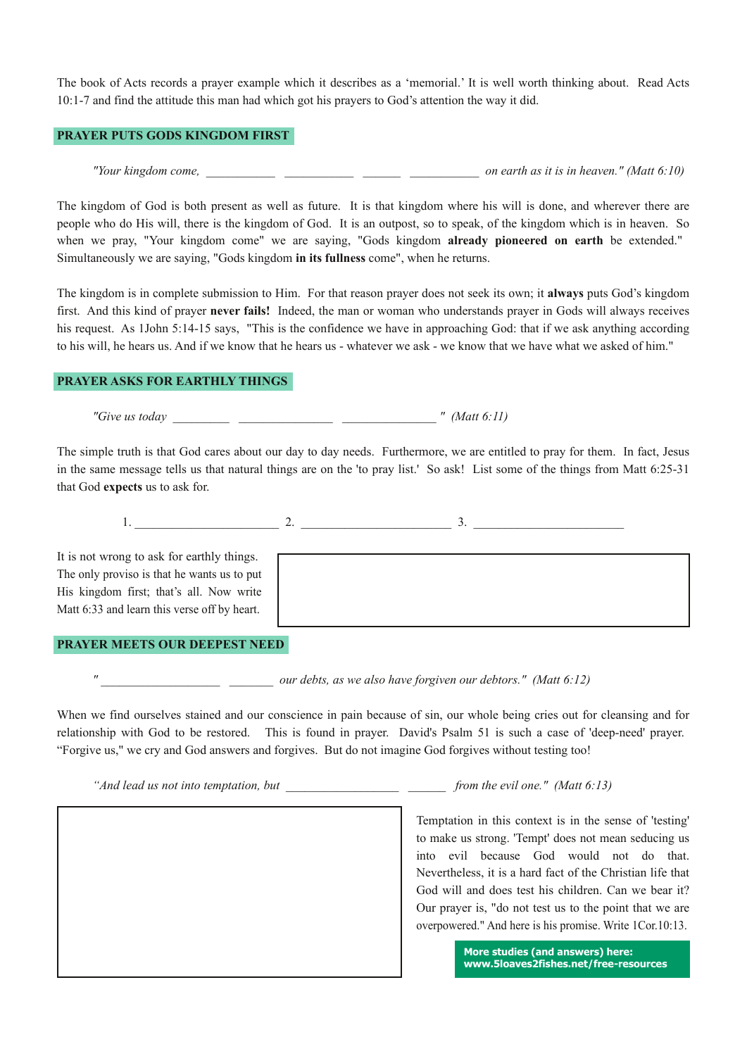The book of Acts records a prayer example which it describes as a 'memorial.' It is well worth thinking about. Read Acts 10:1-7 and find the attitude this man had which got his prayers to God's attention the way it did.

## PRAYER PUTS GODS KINGDOM FIRST

*"Your kingdom come,* ___________ ___________ ______ ___________ *on earth as it is in heaven." (Matt 6:10)*

The kingdom of God is both present as well as future. It is that kingdom where his will is done, and wherever there are people who do His will, there is the kingdom of God. It is an outpost, so to speak, of the kingdom which is in heaven. So when we pray, "Your kingdom come" we are saying, "Gods kingdom **already pioneered on earth** be extended." Simultaneously we are saying, "Gods kingdom **in its fullness** come", when he returns.

The kingdom is in complete submission to Him. For that reason prayer does not seek its own; it **always** puts God's kingdom first. And this kind of prayer **never fails!** Indeed, the man or woman who understands prayer in Gods will always receives his request. As 1John 5:14-15 says, "This is the confidence we have in approaching God: that if we ask anything according to his will, he hears us. And if we know that he hears us - whatever we ask - we know that we have what we asked of him."

## PRAYER ASKS FOR EARTHLY THINGS

*"Give us today* _________ _______________ _______________ *" (Matt 6:11)*

The simple truth is that God cares about our day to day needs. Furthermore, we are entitled to pray for them. In fact, Jesus in the same message tells us that natural things are on the 'to pray list.' So ask! List some of the things from Matt 6:25-31 that God **expects** us to ask for.

1. _______________________ 2. ________________________ 3. ________________________

It is not wrong to ask for earthly things. The only proviso is that he wants us to put His kingdom first; that's all. Now write Matt 6:33 and learn this verse off by heart.

## PRAYER MEETS OUR DEEPEST NEED

*"* ___________________ _______ *our debts, as we also have forgiven our debtors." (Matt 6:12)*

When we find ourselves stained and our conscience in pain because of sin, our whole being cries out for cleansing and for relationship with God to be restored. This is found in prayer. David's Psalm 51 is such a case of 'deep-need' prayer. "Forgive us," we cry and God answers and forgives. But do not imagine God forgives without testing too!

*"And lead us not into temptation, but* __________________ ______ *from the evil one." (Matt 6:13)*

Temptation in this context is in the sense of 'testing' to make us strong. 'Tempt' does not mean seducing us into evil because God would not do that. Nevertheless, it is a hard fact of the Christian life that God will and does test his children. Can we bear it? Our prayer is, "do not test us to the point that we are overpowered." And here is his promise. Write 1Cor.10:13.

**More studies (and answers) here: www.5loaves2fishes.net/free-resources**